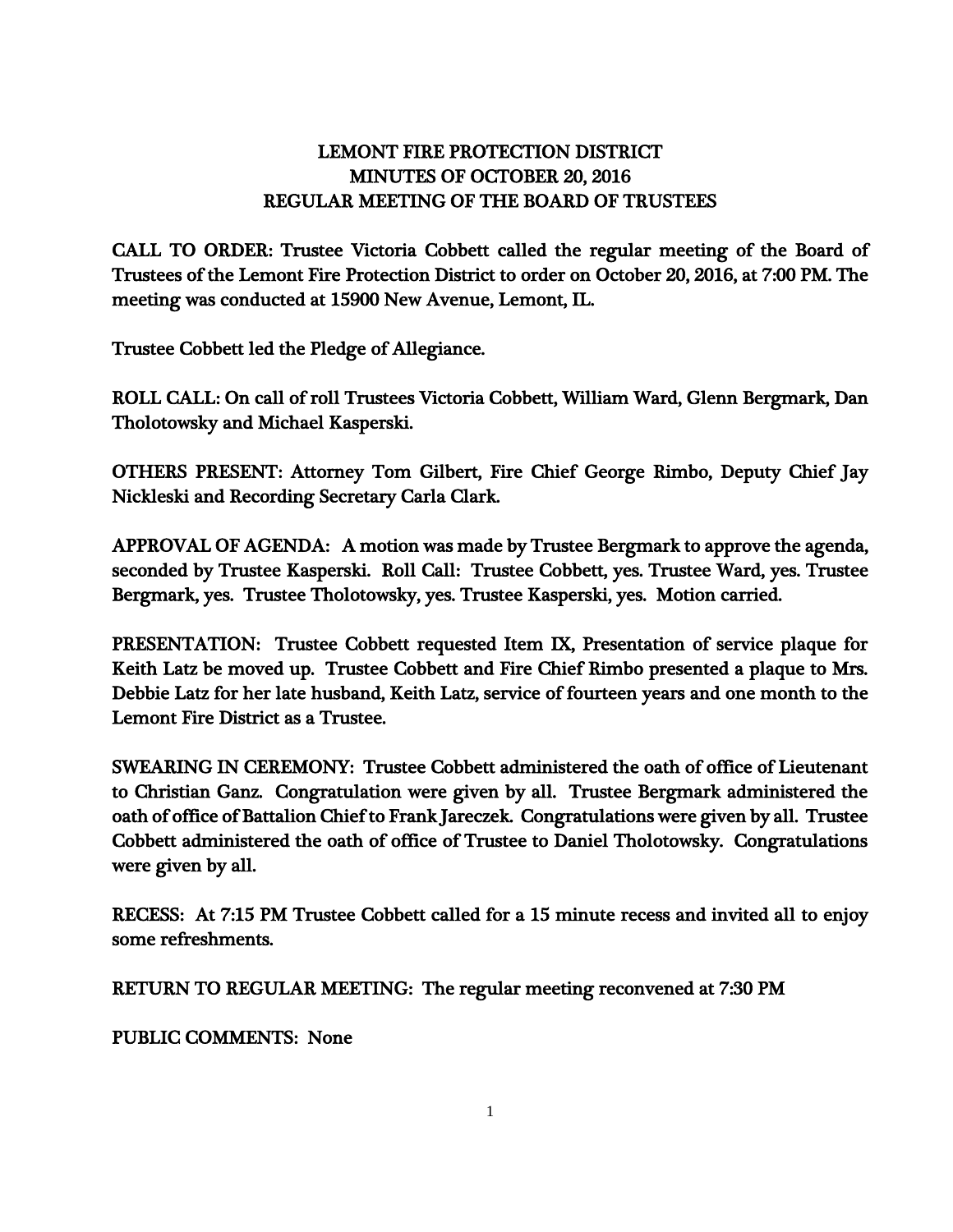# LEMONT FIRE PROTECTION DISTRICT
## MINUTES OF OCTOBER 20, 2016
## REGULAR MEETING OF THE BOARD OF TRUSTEES

CALL TO ORDER: Trustee Victoria Cobbett called the regular meeting of the Board of Trustees of the Lemont Fire Protection District to order on October 20, 2016, at 7:00 PM. The meeting was conducted at 15900 New Avenue, Lemont, IL.

Trustee Cobbett led the Pledge of Allegiance.

ROLL CALL: On call of roll Trustees Victoria Cobbett, William Ward, Glenn Bergmark, Dan Tholotowsky and Michael Kasperski.

OTHERS PRESENT: Attorney Tom Gilbert, Fire Chief George Rimbo, Deputy Chief Jay Nickleski and Recording Secretary Carla Clark.

APPROVAL OF AGENDA: A motion was made by Trustee Bergmark to approve the agenda, seconded by Trustee Kasperski. Roll Call: Trustee Cobbett, yes. Trustee Ward, yes. Trustee Bergmark, yes. Trustee Tholotowsky, yes. Trustee Kasperski, yes. Motion carried.

PRESENTATION: Trustee Cobbett requested Item IX, Presentation of service plaque for Keith Latz be moved up. Trustee Cobbett and Fire Chief Rimbo presented a plaque to Mrs. Debbie Latz for her late husband, Keith Latz, service of fourteen years and one month to the Lemont Fire District as a Trustee.

SWEARING IN CEREMONY: Trustee Cobbett administered the oath of office of Lieutenant to Christian Ganz. Congratulation were given by all. Trustee Bergmark administered the oath of office of Battalion Chief to Frank Jareczek. Congratulations were given by all. Trustee Cobbett administered the oath of office of Trustee to Daniel Tholotowsky. Congratulations were given by all.

RECESS: At 7:15 PM Trustee Cobbett called for a 15 minute recess and invited all to enjoy some refreshments.

RETURN TO REGULAR MEETING: The regular meeting reconvened at 7:30 PM

PUBLIC COMMENTS: None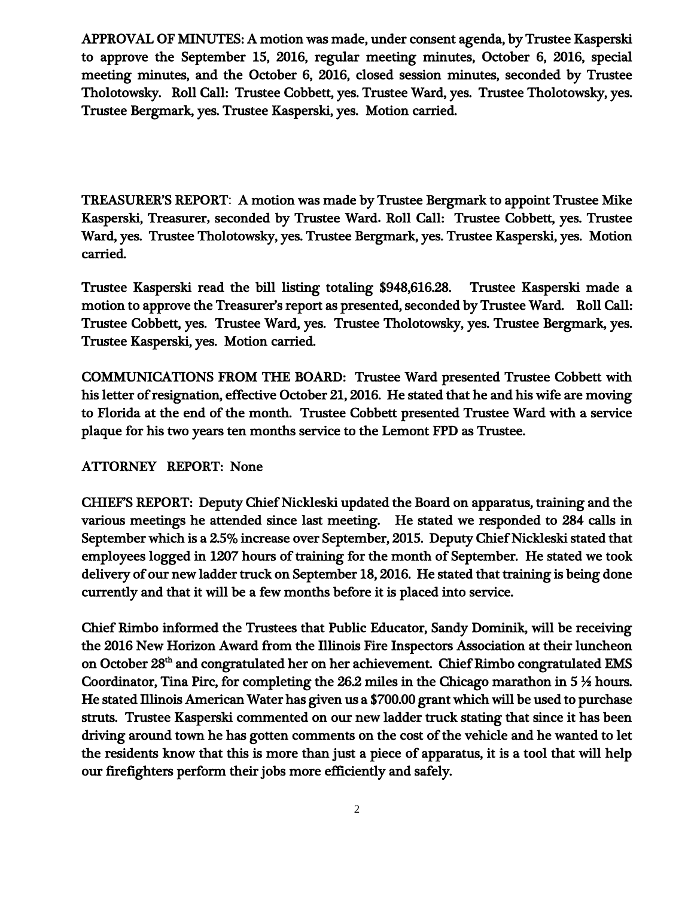**APPROVAL OF MINUTES:** A motion was made, under consent agenda, by Trustee Kasperski to approve the September 15, 2016, regular meeting minutes, October 6, 2016, special meeting minutes, and the October 6, 2016, closed session minutes, seconded by Trustee Tholotowsky. Roll Call: Trustee Cobbett, yes. Trustee Ward, yes. Trustee Tholotowsky, yes. Trustee Bergmark, yes. Trustee Kasperski, yes. Motion carried.

**TREASURER'S REPORT:** A motion was made by Trustee Bergmark to appoint Trustee Mike Kasperski, Treasurer, seconded by Trustee Ward. Roll Call: Trustee Cobbett, yes. Trustee Ward, yes. Trustee Tholotowsky, yes. Trustee Bergmark, yes. Trustee Kasperski, yes. Motion carried.

Trustee Kasperski read the bill listing totaling $948,616.28. Trustee Kasperski made a motion to approve the Treasurer's report as presented, seconded by Trustee Ward. Roll Call: Trustee Cobbett, yes. Trustee Ward, yes. Trustee Tholotowsky, yes. Trustee Bergmark, yes. Trustee Kasperski, yes. Motion carried.

**COMMUNICATIONS FROM THE BOARD:** Trustee Ward presented Trustee Cobbett with his letter of resignation, effective October 21, 2016. He stated that he and his wife are moving to Florida at the end of the month. Trustee Cobbett presented Trustee Ward with a service plaque for his two years ten months service to the Lemont FPD as Trustee.

**ATTORNEY REPORT:** None

**CHIEF'S REPORT:** Deputy Chief Nickleski updated the Board on apparatus, training and the various meetings he attended since last meeting. He stated we responded to 284 calls in September which is a 2.5% increase over September, 2015. Deputy Chief Nickleski stated that employees logged in 1207 hours of training for the month of September. He stated we took delivery of our new ladder truck on September 18, 2016. He stated that training is being done currently and that it will be a few months before it is placed into service.

Chief Rimbo informed the Trustees that Public Educator, Sandy Dominik, will be receiving the 2016 New Horizon Award from the Illinois Fire Inspectors Association at their luncheon on October 28th and congratulated her on her achievement. Chief Rimbo congratulated EMS Coordinator, Tina Pirc, for completing the 26.2 miles in the Chicago marathon in 5 ½ hours. He stated Illinois American Water has given us a $700.00 grant which will be used to purchase struts. Trustee Kasperski commented on our new ladder truck stating that since it has been driving around town he has gotten comments on the cost of the vehicle and he wanted to let the residents know that this is more than just a piece of apparatus, it is a tool that will help our firefighters perform their jobs more efficiently and safely.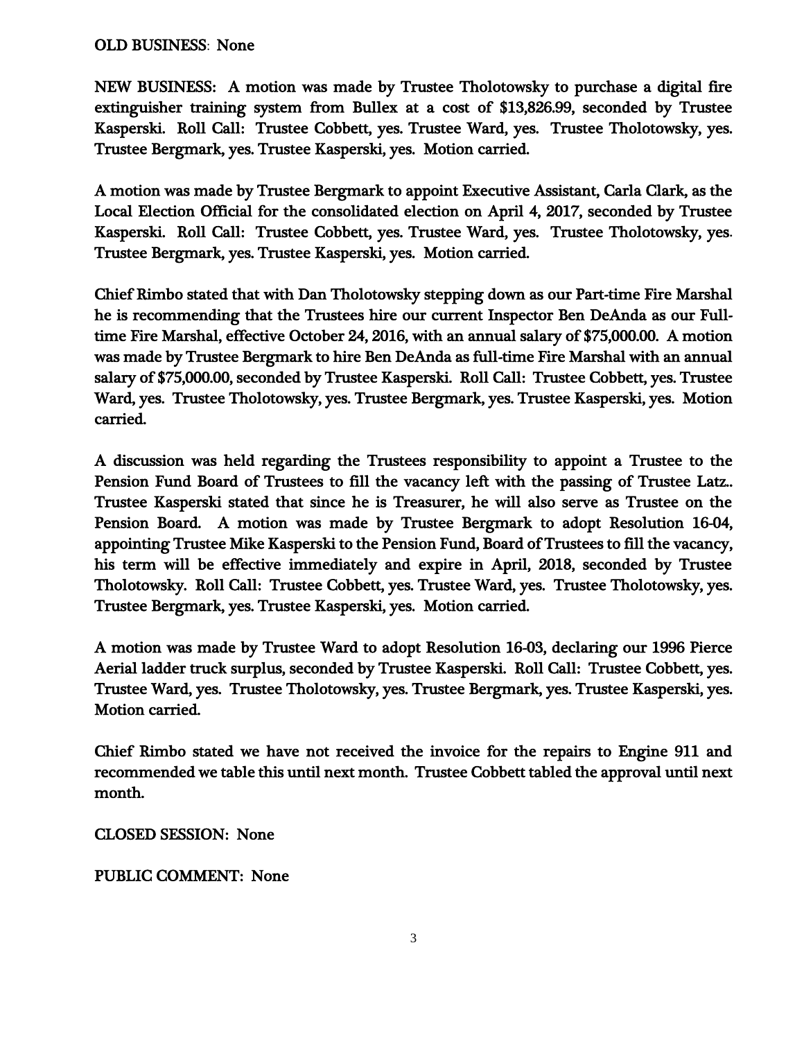OLD BUSINESS: None

NEW BUSINESS: A motion was made by Trustee Tholotowsky to purchase a digital fire extinguisher training system from Bullex at a cost of $13,826.99, seconded by Trustee Kasperski. Roll Call: Trustee Cobbett, yes. Trustee Ward, yes. Trustee Tholotowsky, yes. Trustee Bergmark, yes. Trustee Kasperski, yes. Motion carried.

A motion was made by Trustee Bergmark to appoint Executive Assistant, Carla Clark, as the Local Election Official for the consolidated election on April 4, 2017, seconded by Trustee Kasperski. Roll Call: Trustee Cobbett, yes. Trustee Ward, yes. Trustee Tholotowsky, yes. Trustee Bergmark, yes. Trustee Kasperski, yes. Motion carried.

Chief Rimbo stated that with Dan Tholotowsky stepping down as our Part-time Fire Marshal he is recommending that the Trustees hire our current Inspector Ben DeAnda as our Full-time Fire Marshal, effective October 24, 2016, with an annual salary of $75,000.00. A motion was made by Trustee Bergmark to hire Ben DeAnda as full-time Fire Marshal with an annual salary of $75,000.00, seconded by Trustee Kasperski. Roll Call: Trustee Cobbett, yes. Trustee Ward, yes. Trustee Tholotowsky, yes. Trustee Bergmark, yes. Trustee Kasperski, yes. Motion carried.

A discussion was held regarding the Trustees responsibility to appoint a Trustee to the Pension Fund Board of Trustees to fill the vacancy left with the passing of Trustee Latz.. Trustee Kasperski stated that since he is Treasurer, he will also serve as Trustee on the Pension Board. A motion was made by Trustee Bergmark to adopt Resolution 16-04, appointing Trustee Mike Kasperski to the Pension Fund, Board of Trustees to fill the vacancy, his term will be effective immediately and expire in April, 2018, seconded by Trustee Tholotowsky. Roll Call: Trustee Cobbett, yes. Trustee Ward, yes. Trustee Tholotowsky, yes. Trustee Bergmark, yes. Trustee Kasperski, yes. Motion carried.

A motion was made by Trustee Ward to adopt Resolution 16-03, declaring our 1996 Pierce Aerial ladder truck surplus, seconded by Trustee Kasperski. Roll Call: Trustee Cobbett, yes. Trustee Ward, yes. Trustee Tholotowsky, yes. Trustee Bergmark, yes. Trustee Kasperski, yes. Motion carried.

Chief Rimbo stated we have not received the invoice for the repairs to Engine 911 and recommended we table this until next month. Trustee Cobbett tabled the approval until next month.

CLOSED SESSION: None

PUBLIC COMMENT: None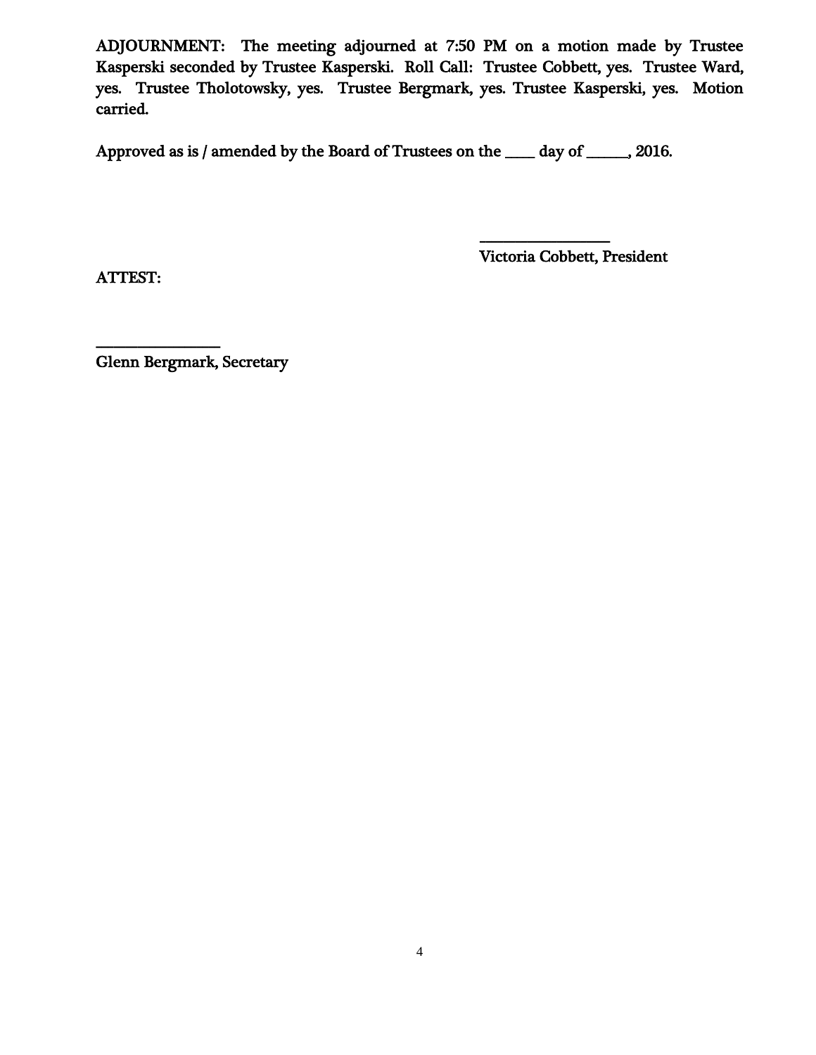ADJOURNMENT: The meeting adjourned at 7:50 PM on a motion made by Trustee Kasperski seconded by Trustee Kasperski. Roll Call: Trustee Cobbett, yes. Trustee Ward, yes. Trustee Tholotowsky, yes. Trustee Bergmark, yes. Trustee Kasperski, yes. Motion carried.

Approved as is / amended by the Board of Trustees on the ____ day of _____, 2016.

________________
Victoria Cobbett, President

ATTEST:

________________
Glenn Bergmark, Secretary